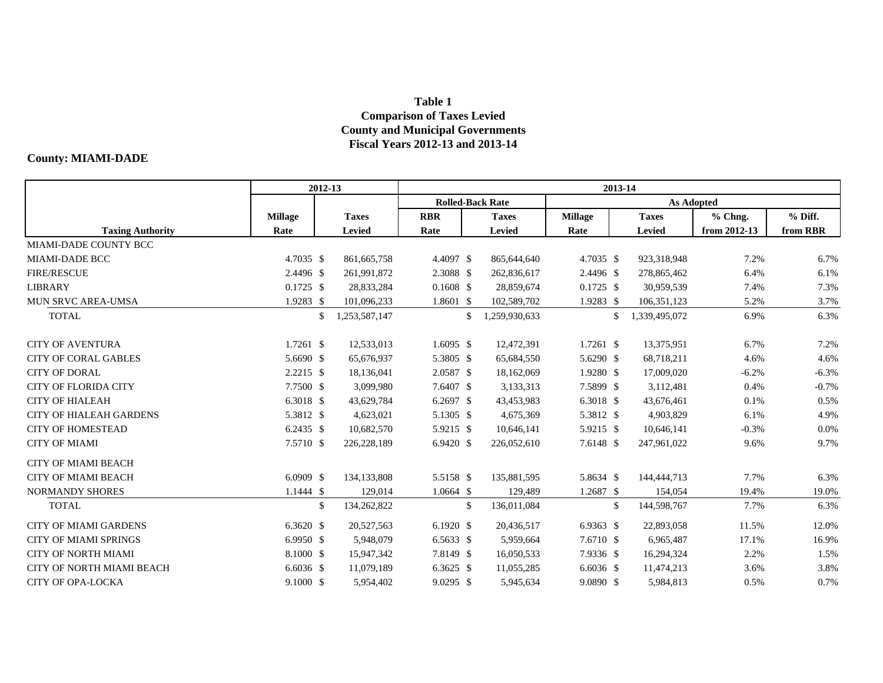**Table 1**
**Comparison of Taxes Levied**
**County and Municipal Governments**
**Fiscal Years 2012-13 and 2013-14**

**County: MIAMI-DADE**

| | 2012-13 | | 2013-14 | | | | | |
|---|---|---|---|---|---|---|---|---|
| | | | Rolled-Back Rate | | As Adopted | | | |
| Taxing Authority | Millage Rate | Taxes Levied | RBR Rate | Taxes Levied | Millage Rate | Taxes Levied | % Chng. from 2012-13 | % Diff. from RBR |
| MIAMI-DADE COUNTY BCC | | | | | | | | |
| MIAMI-DADE BCC | 4.7035 | $ 861,665,758 | 4.4097 | $ 865,644,640 | 4.7035 | $ 923,318,948 | 7.2% | 6.7% |
| FIRE/RESCUE | 2.4496 | $ 261,991,872 | 2.3088 | $ 262,836,617 | 2.4496 | $ 278,865,462 | 6.4% | 6.1% |
| LIBRARY | 0.1725 | $ 28,833,284 | 0.1608 | $ 28,859,674 | 0.1725 | $ 30,959,539 | 7.4% | 7.3% |
| MUN SRVC AREA-UMSA | 1.9283 | $ 101,096,233 | 1.8601 | $ 102,589,702 | 1.9283 | $ 106,351,123 | 5.2% | 3.7% |
| TOTAL | | $ 1,253,587,147 | | $ 1,259,930,633 | | $ 1,339,495,072 | 6.9% | 6.3% |
| CITY OF AVENTURA | 1.7261 | $ 12,533,013 | 1.6095 | $ 12,472,391 | 1.7261 | $ 13,375,951 | 6.7% | 7.2% |
| CITY OF CORAL GABLES | 5.6690 | $ 65,676,937 | 5.3805 | $ 65,684,550 | 5.6290 | $ 68,718,211 | 4.6% | 4.6% |
| CITY OF DORAL | 2.2215 | $ 18,136,041 | 2.0587 | $ 18,162,069 | 1.9280 | $ 17,009,020 | -6.2% | -6.3% |
| CITY OF FLORIDA CITY | 7.7500 | $ 3,099,980 | 7.6407 | $ 3,133,313 | 7.5899 | $ 3,112,481 | 0.4% | -0.7% |
| CITY OF HIALEAH | 6.3018 | $ 43,629,784 | 6.2697 | $ 43,453,983 | 6.3018 | $ 43,676,461 | 0.1% | 0.5% |
| CITY OF HIALEAH GARDENS | 5.3812 | $ 4,623,021 | 5.1305 | $ 4,675,369 | 5.3812 | $ 4,903,829 | 6.1% | 4.9% |
| CITY OF HOMESTEAD | 6.2435 | $ 10,682,570 | 5.9215 | $ 10,646,141 | 5.9215 | $ 10,646,141 | -0.3% | 0.0% |
| CITY OF MIAMI | 7.5710 | $ 226,228,189 | 6.9420 | $ 226,052,610 | 7.6148 | $ 247,961,022 | 9.6% | 9.7% |
| CITY OF MIAMI BEACH | | | | | | | | |
| CITY OF MIAMI BEACH | 6.0909 | $ 134,133,808 | 5.5158 | $ 135,881,595 | 5.8634 | $ 144,444,713 | 7.7% | 6.3% |
| NORMANDY SHORES | 1.1444 | $ 129,014 | 1.0664 | $ 129,489 | 1.2687 | $ 154,054 | 19.4% | 19.0% |
| TOTAL | | $ 134,262,822 | | $ 136,011,084 | | $ 144,598,767 | 7.7% | 6.3% |
| CITY OF MIAMI GARDENS | 6.3620 | $ 20,527,563 | 6.1920 | $ 20,436,517 | 6.9363 | $ 22,893,058 | 11.5% | 12.0% |
| CITY OF MIAMI SPRINGS | 6.9950 | $ 5,948,079 | 6.5633 | $ 5,959,664 | 7.6710 | $ 6,965,487 | 17.1% | 16.9% |
| CITY OF NORTH MIAMI | 8.1000 | $ 15,947,342 | 7.8149 | $ 16,050,533 | 7.9336 | $ 16,294,324 | 2.2% | 1.5% |
| CITY OF NORTH MIAMI BEACH | 6.6036 | $ 11,079,189 | 6.3625 | $ 11,055,285 | 6.6036 | $ 11,474,213 | 3.6% | 3.8% |
| CITY OF OPA-LOCKA | 9.1000 | $ 5,954,402 | 9.0295 | $ 5,945,634 | 9.0890 | $ 5,984,813 | 0.5% | 0.7% |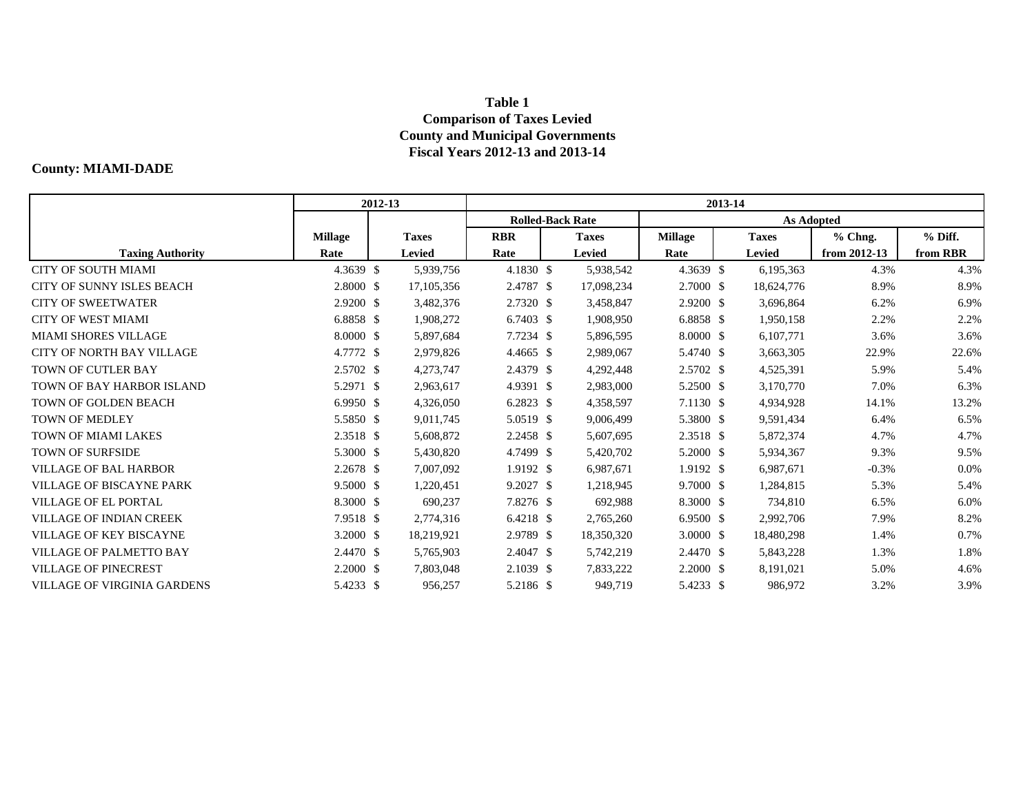**Table 1**
**Comparison of Taxes Levied**
**County and Municipal Governments**
**Fiscal Years 2012-13 and 2013-14**

**County: MIAMI-DADE**

| | 2012-13 | | 2013-14 | | | | | |
|---|---|---|---|---|---|---|---|---|
| | | | Rolled-Back Rate | | As Adopted | | | |
| Taxing Authority | Millage Rate | Taxes Levied | RBR Rate | Taxes Levied | Millage Rate | Taxes Levied | % Chng. from 2012-13 | % Diff. from RBR |
| CITY OF SOUTH MIAMI | 4.3639 | $ 5,939,756 | 4.1830 | $ 5,938,542 | 4.3639 | $ 6,195,363 | 4.3% | 4.3% |
| CITY OF SUNNY ISLES BEACH | 2.8000 | $ 17,105,356 | 2.4787 | $ 17,098,234 | 2.7000 | $ 18,624,776 | 8.9% | 8.9% |
| CITY OF SWEETWATER | 2.9200 | $ 3,482,376 | 2.7320 | $ 3,458,847 | 2.9200 | $ 3,696,864 | 6.2% | 6.9% |
| CITY OF WEST MIAMI | 6.8858 | $ 1,908,272 | 6.7403 | $ 1,908,950 | 6.8858 | $ 1,950,158 | 2.2% | 2.2% |
| MIAMI SHORES VILLAGE | 8.0000 | $ 5,897,684 | 7.7234 | $ 5,896,595 | 8.0000 | $ 6,107,771 | 3.6% | 3.6% |
| CITY OF NORTH BAY VILLAGE | 4.7772 | $ 2,979,826 | 4.4665 | $ 2,989,067 | 5.4740 | $ 3,663,305 | 22.9% | 22.6% |
| TOWN OF CUTLER BAY | 2.5702 | $ 4,273,747 | 2.4379 | $ 4,292,448 | 2.5702 | $ 4,525,391 | 5.9% | 5.4% |
| TOWN OF BAY HARBOR ISLAND | 5.2971 | $ 2,963,617 | 4.9391 | $ 2,983,000 | 5.2500 | $ 3,170,770 | 7.0% | 6.3% |
| TOWN OF GOLDEN BEACH | 6.9950 | $ 4,326,050 | 6.2823 | $ 4,358,597 | 7.1130 | $ 4,934,928 | 14.1% | 13.2% |
| TOWN OF MEDLEY | 5.5850 | $ 9,011,745 | 5.0519 | $ 9,006,499 | 5.3800 | $ 9,591,434 | 6.4% | 6.5% |
| TOWN OF MIAMI LAKES | 2.3518 | $ 5,608,872 | 2.2458 | $ 5,607,695 | 2.3518 | $ 5,872,374 | 4.7% | 4.7% |
| TOWN OF SURFSIDE | 5.3000 | $ 5,430,820 | 4.7499 | $ 5,420,702 | 5.2000 | $ 5,934,367 | 9.3% | 9.5% |
| VILLAGE OF BAL HARBOR | 2.2678 | $ 7,007,092 | 1.9192 | $ 6,987,671 | 1.9192 | $ 6,987,671 | -0.3% | 0.0% |
| VILLAGE OF BISCAYNE PARK | 9.5000 | $ 1,220,451 | 9.2027 | $ 1,218,945 | 9.7000 | $ 1,284,815 | 5.3% | 5.4% |
| VILLAGE OF EL PORTAL | 8.3000 | $ 690,237 | 7.8276 | $ 692,988 | 8.3000 | $ 734,810 | 6.5% | 6.0% |
| VILLAGE OF INDIAN CREEK | 7.9518 | $ 2,774,316 | 6.4218 | $ 2,765,260 | 6.9500 | $ 2,992,706 | 7.9% | 8.2% |
| VILLAGE OF KEY BISCAYNE | 3.2000 | $ 18,219,921 | 2.9789 | $ 18,350,320 | 3.0000 | $ 18,480,298 | 1.4% | 0.7% |
| VILLAGE OF PALMETTO BAY | 2.4470 | $ 5,765,903 | 2.4047 | $ 5,742,219 | 2.4470 | $ 5,843,228 | 1.3% | 1.8% |
| VILLAGE OF PINECREST | 2.2000 | $ 7,803,048 | 2.1039 | $ 7,833,222 | 2.2000 | $ 8,191,021 | 5.0% | 4.6% |
| VILLAGE OF VIRGINIA GARDENS | 5.4233 | $ 956,257 | 5.2186 | $ 949,719 | 5.4233 | $ 986,972 | 3.2% | 3.9% |